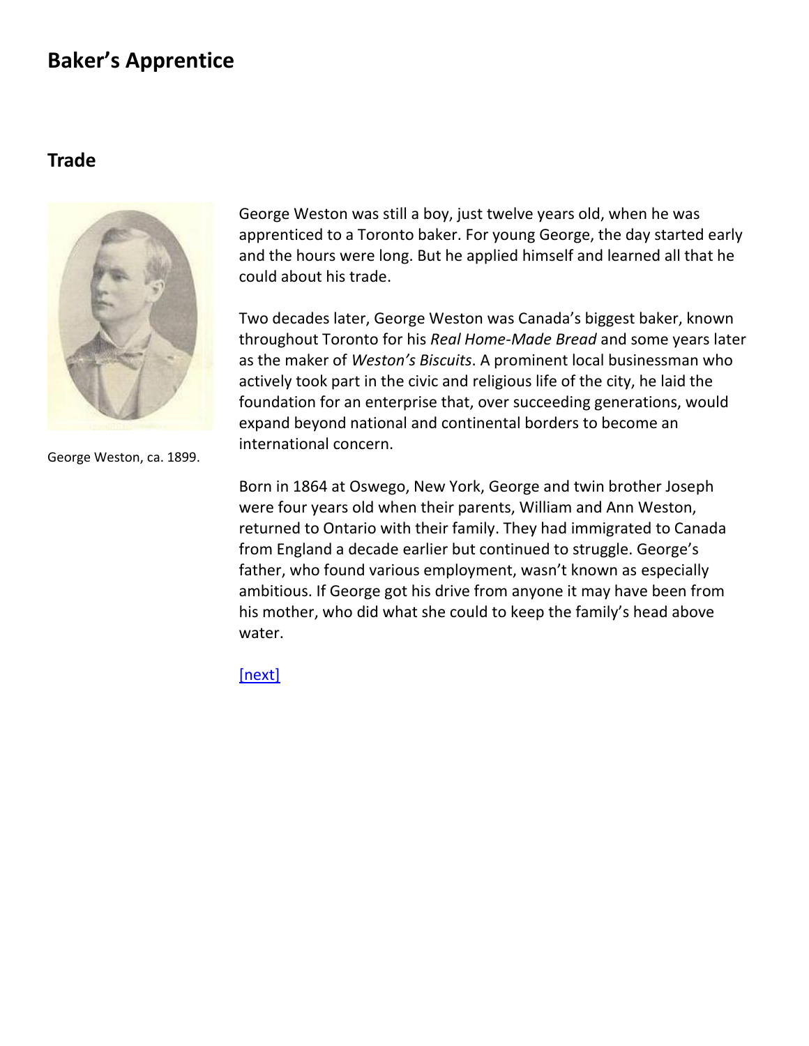# Baker's Apprentice

## Trade

George Weston, ca. 1899.

George Weston was still a boy, just twelve years old, when he was apprenticed to a Toronto baker. For young George, the day started early and the hours were long. But he applied himself and learned all that he could about his trade.

Two decades later, George Weston was Canada's biggest baker, known throughout Toronto for his *Real Home-Made Bread* and some years later as the maker of *Weston's Biscuits*. A prominent local businessman who actively took part in the civic and religious life of the city, he laid the foundation for an enterprise that, over succeeding generations, would expand beyond national and continental borders to become an international concern.

Born in 1864 at Oswego, New York, George and twin brother Joseph were four years old when their parents, William and Ann Weston, returned to Ontario with their family. They had immigrated to Canada from England a decade earlier but continued to struggle. George's father, who found various employment, wasn't known as especially ambitious. If George got his drive from anyone it may have been from his mother, who did what she could to keep the family's head above water.

[next]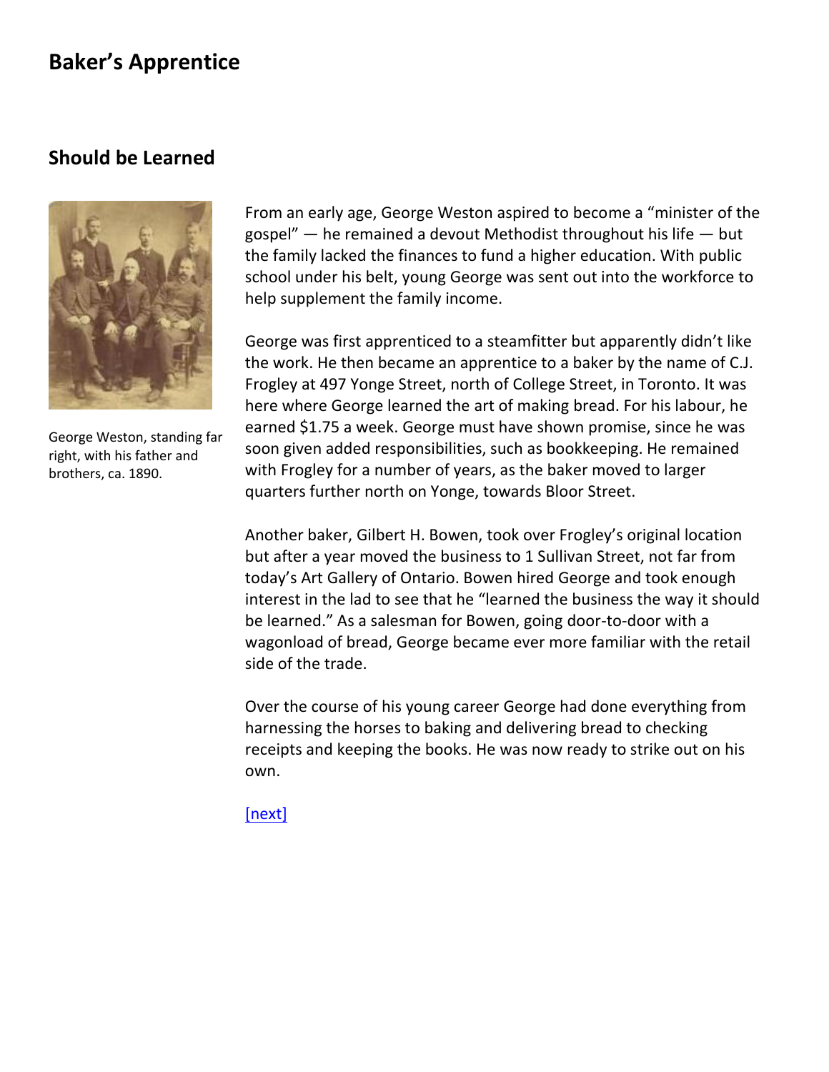# Baker's Apprentice

## Should be Learned

George Weston, standing far right, with his father and brothers, ca. 1890.

From an early age, George Weston aspired to become a "minister of the gospel" — he remained a devout Methodist throughout his life — but the family lacked the finances to fund a higher education. With public school under his belt, young George was sent out into the workforce to help supplement the family income.

George was first apprenticed to a steamfitter but apparently didn't like the work. He then became an apprentice to a baker by the name of C.J. Frogley at 497 Yonge Street, north of College Street, in Toronto. It was here where George learned the art of making bread. For his labour, he earned $1.75 a week. George must have shown promise, since he was soon given added responsibilities, such as bookkeeping. He remained with Frogley for a number of years, as the baker moved to larger quarters further north on Yonge, towards Bloor Street.

Another baker, Gilbert H. Bowen, took over Frogley's original location but after a year moved the business to 1 Sullivan Street, not far from today's Art Gallery of Ontario. Bowen hired George and took enough interest in the lad to see that he "learned the business the way it should be learned." As a salesman for Bowen, going door-to-door with a wagonload of bread, George became ever more familiar with the retail side of the trade.

Over the course of his young career George had done everything from harnessing the horses to baking and delivering bread to checking receipts and keeping the books. He was now ready to strike out on his own.

[next]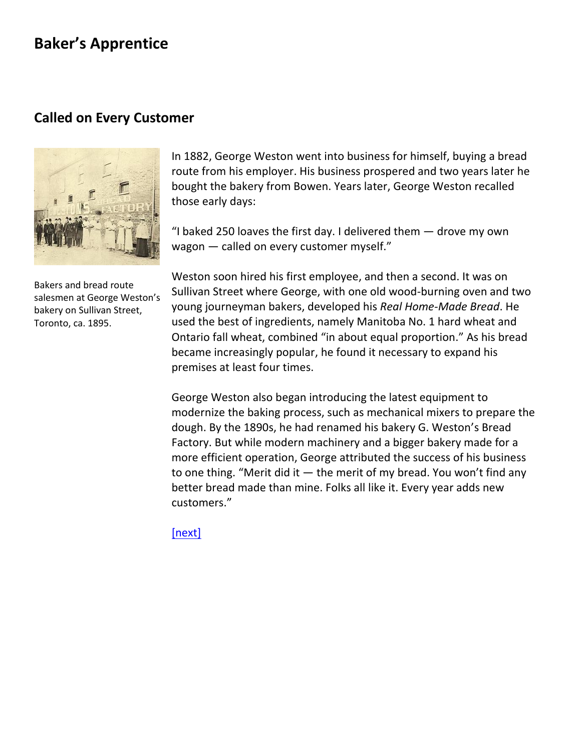# Baker's Apprentice

## Called on Every Customer

Bakers and bread route salesmen at George Weston's bakery on Sullivan Street, Toronto, ca. 1895.

In 1882, George Weston went into business for himself, buying a bread route from his employer. His business prospered and two years later he bought the bakery from Bowen. Years later, George Weston recalled those early days:

"I baked 250 loaves the first day. I delivered them — drove my own wagon — called on every customer myself."

Weston soon hired his first employee, and then a second. It was on Sullivan Street where George, with one old wood-burning oven and two young journeyman bakers, developed his *Real Home-Made Bread*. He used the best of ingredients, namely Manitoba No. 1 hard wheat and Ontario fall wheat, combined "in about equal proportion." As his bread became increasingly popular, he found it necessary to expand his premises at least four times.

George Weston also began introducing the latest equipment to modernize the baking process, such as mechanical mixers to prepare the dough. By the 1890s, he had renamed his bakery G. Weston's Bread Factory. But while modern machinery and a bigger bakery made for a more efficient operation, George attributed the success of his business to one thing. "Merit did it — the merit of my bread. You won't find any better bread made than mine. Folks all like it. Every year adds new customers."

[next]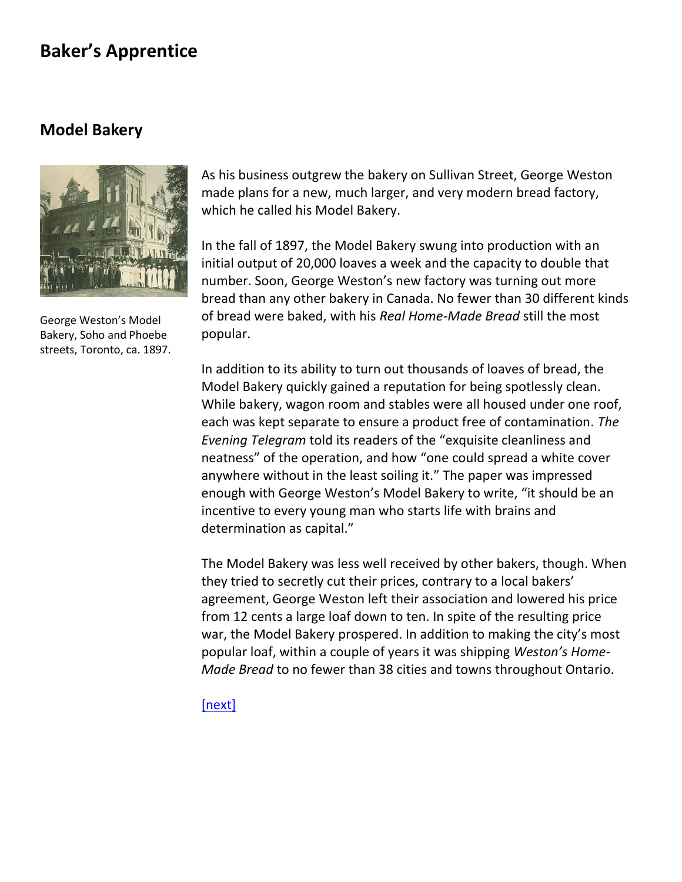# Baker's Apprentice

## Model Bakery

George Weston's Model Bakery, Soho and Phoebe streets, Toronto, ca. 1897.

As his business outgrew the bakery on Sullivan Street, George Weston made plans for a new, much larger, and very modern bread factory, which he called his Model Bakery.

In the fall of 1897, the Model Bakery swung into production with an initial output of 20,000 loaves a week and the capacity to double that number. Soon, George Weston's new factory was turning out more bread than any other bakery in Canada. No fewer than 30 different kinds of bread were baked, with his *Real Home-Made Bread* still the most popular.

In addition to its ability to turn out thousands of loaves of bread, the Model Bakery quickly gained a reputation for being spotlessly clean. While bakery, wagon room and stables were all housed under one roof, each was kept separate to ensure a product free of contamination. *The Evening Telegram* told its readers of the "exquisite cleanliness and neatness" of the operation, and how "one could spread a white cover anywhere without in the least soiling it." The paper was impressed enough with George Weston's Model Bakery to write, "it should be an incentive to every young man who starts life with brains and determination as capital."

The Model Bakery was less well received by other bakers, though. When they tried to secretly cut their prices, contrary to a local bakers' agreement, George Weston left their association and lowered his price from 12 cents a large loaf down to ten. In spite of the resulting price war, the Model Bakery prospered. In addition to making the city's most popular loaf, within a couple of years it was shipping *Weston's Home-Made Bread* to no fewer than 38 cities and towns throughout Ontario.

[next]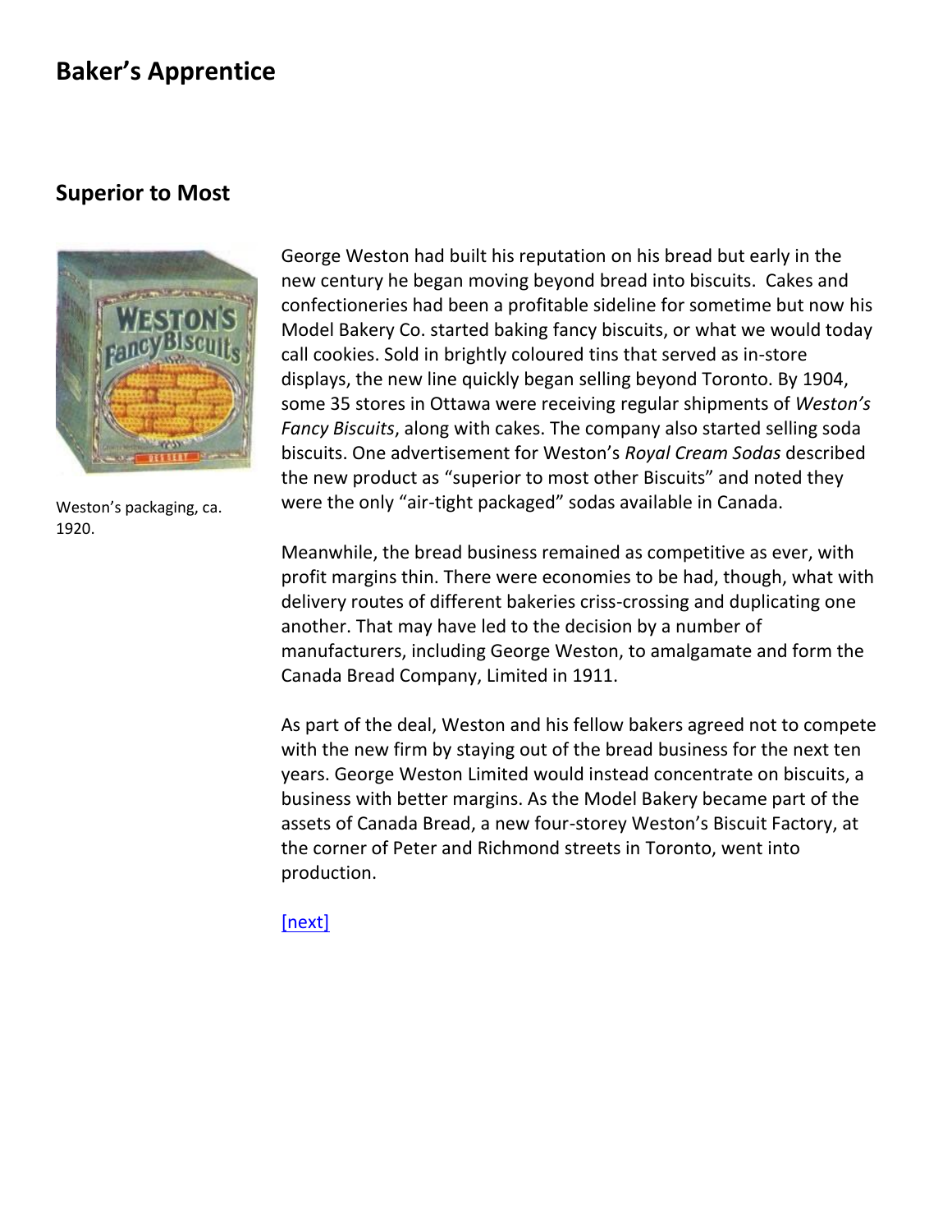# Baker's Apprentice

## Superior to Most

Weston's packaging, ca. 1920.

George Weston had built his reputation on his bread but early in the new century he began moving beyond bread into biscuits. Cakes and confectioneries had been a profitable sideline for sometime but now his Model Bakery Co. started baking fancy biscuits, or what we would today call cookies. Sold in brightly coloured tins that served as in-store displays, the new line quickly began selling beyond Toronto. By 1904, some 35 stores in Ottawa were receiving regular shipments of *Weston's Fancy Biscuits*, along with cakes. The company also started selling soda biscuits. One advertisement for Weston's *Royal Cream Sodas* described the new product as "superior to most other Biscuits" and noted they were the only "air-tight packaged" sodas available in Canada.

Meanwhile, the bread business remained as competitive as ever, with profit margins thin. There were economies to be had, though, what with delivery routes of different bakeries criss-crossing and duplicating one another. That may have led to the decision by a number of manufacturers, including George Weston, to amalgamate and form the Canada Bread Company, Limited in 1911.

As part of the deal, Weston and his fellow bakers agreed not to compete with the new firm by staying out of the bread business for the next ten years. George Weston Limited would instead concentrate on biscuits, a business with better margins. As the Model Bakery became part of the assets of Canada Bread, a new four-storey Weston's Biscuit Factory, at the corner of Peter and Richmond streets in Toronto, went into production.

[next]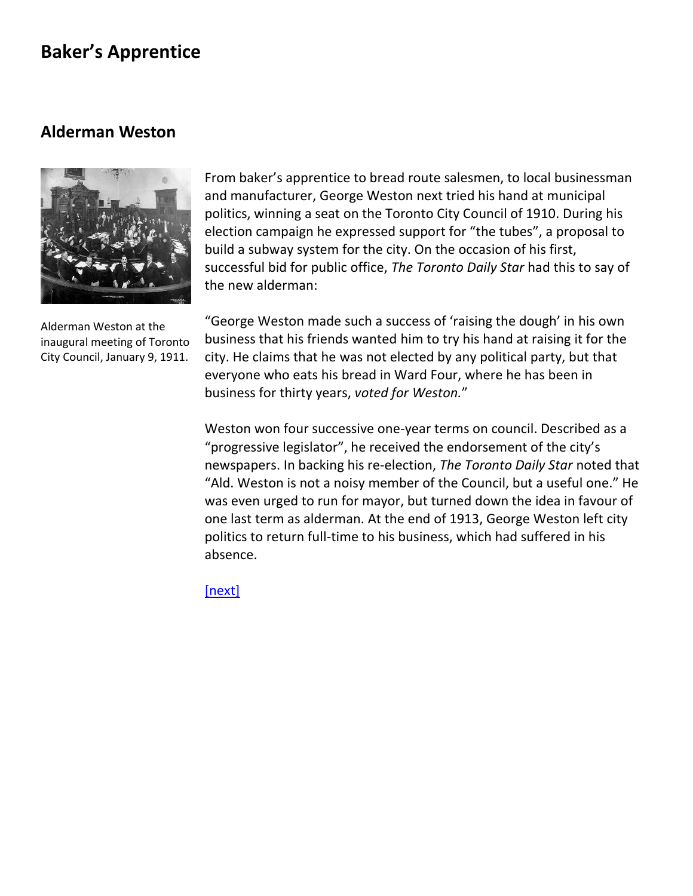# Baker's Apprentice

## Alderman Weston

Alderman Weston at the inaugural meeting of Toronto City Council, January 9, 1911.

From baker's apprentice to bread route salesmen, to local businessman and manufacturer, George Weston next tried his hand at municipal politics, winning a seat on the Toronto City Council of 1910. During his election campaign he expressed support for "the tubes", a proposal to build a subway system for the city. On the occasion of his first, successful bid for public office, *The Toronto Daily Star* had this to say of the new alderman:

"George Weston made such a success of 'raising the dough' in his own business that his friends wanted him to try his hand at raising it for the city. He claims that he was not elected by any political party, but that everyone who eats his bread in Ward Four, where he has been in business for thirty years, *voted for Weston.*"

Weston won four successive one-year terms on council. Described as a "progressive legislator", he received the endorsement of the city's newspapers. In backing his re-election, *The Toronto Daily Star* noted that "Ald. Weston is not a noisy member of the Council, but a useful one." He was even urged to run for mayor, but turned down the idea in favour of one last term as alderman. At the end of 1913, George Weston left city politics to return full-time to his business, which had suffered in his absence.

[next]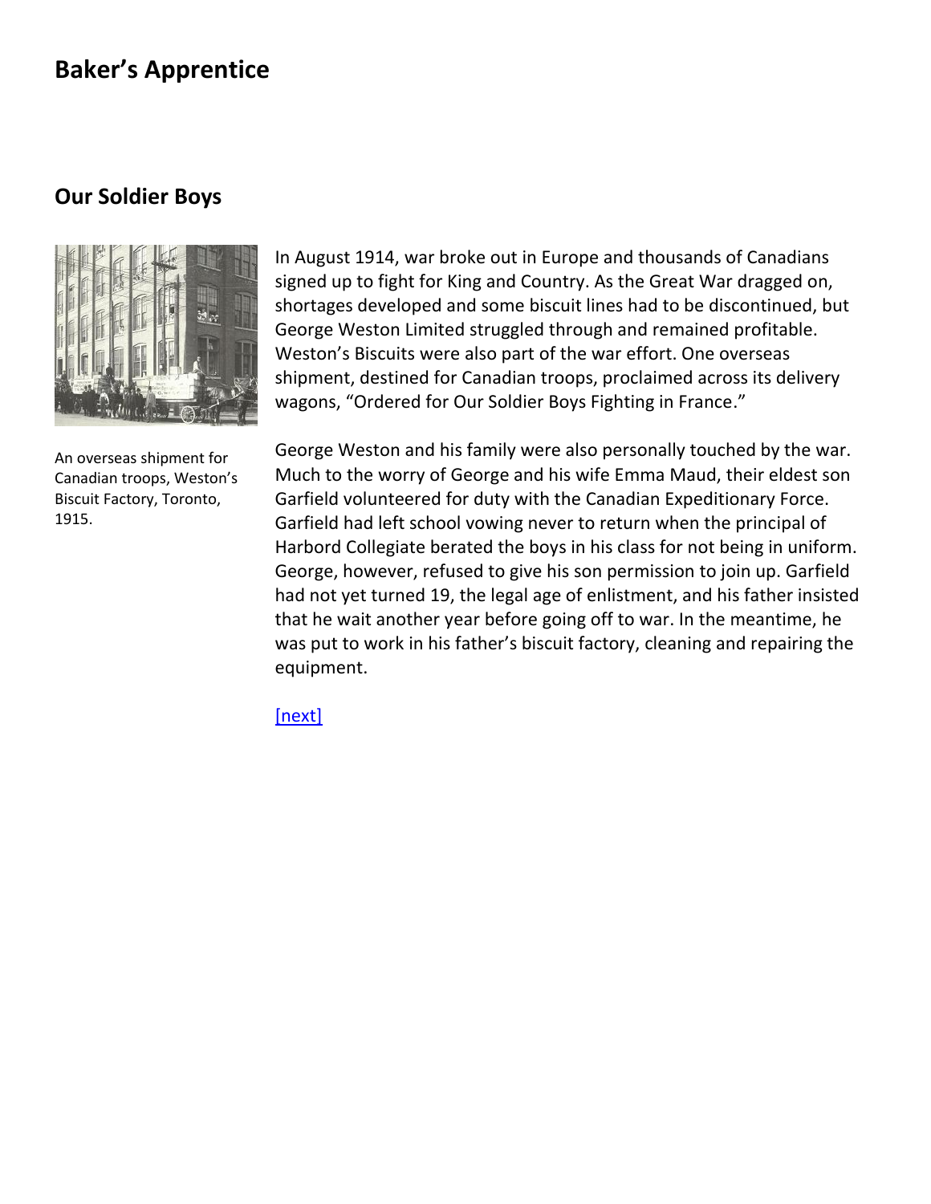# Baker's Apprentice

## Our Soldier Boys

An overseas shipment for Canadian troops, Weston's Biscuit Factory, Toronto, 1915.

In August 1914, war broke out in Europe and thousands of Canadians signed up to fight for King and Country. As the Great War dragged on, shortages developed and some biscuit lines had to be discontinued, but George Weston Limited struggled through and remained profitable. Weston's Biscuits were also part of the war effort. One overseas shipment, destined for Canadian troops, proclaimed across its delivery wagons, "Ordered for Our Soldier Boys Fighting in France."

George Weston and his family were also personally touched by the war. Much to the worry of George and his wife Emma Maud, their eldest son Garfield volunteered for duty with the Canadian Expeditionary Force. Garfield had left school vowing never to return when the principal of Harbord Collegiate berated the boys in his class for not being in uniform. George, however, refused to give his son permission to join up. Garfield had not yet turned 19, the legal age of enlistment, and his father insisted that he wait another year before going off to war. In the meantime, he was put to work in his father's biscuit factory, cleaning and repairing the equipment.

[next]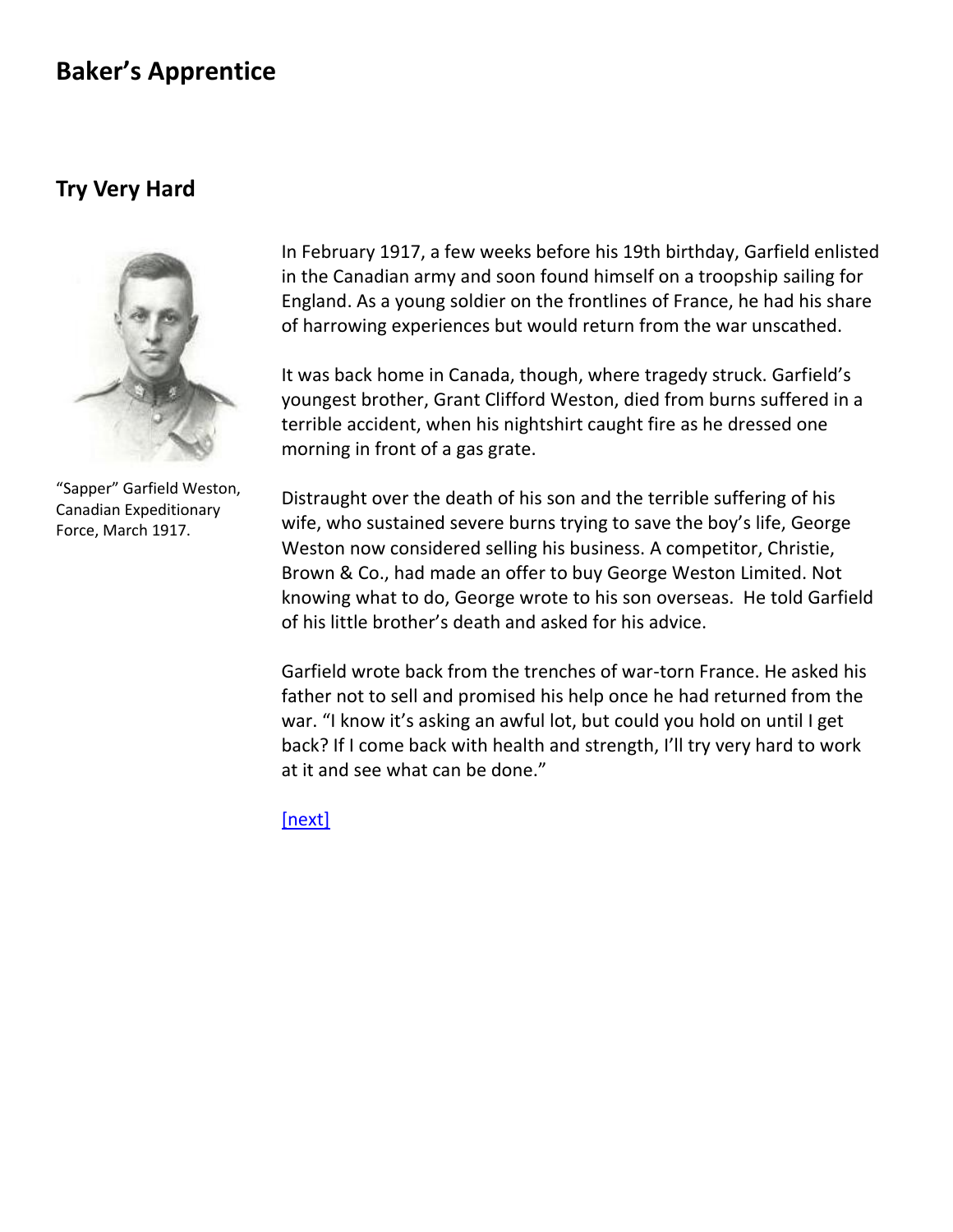# Baker's Apprentice

## Try Very Hard

"Sapper" Garfield Weston, Canadian Expeditionary Force, March 1917.

In February 1917, a few weeks before his 19th birthday, Garfield enlisted in the Canadian army and soon found himself on a troopship sailing for England. As a young soldier on the frontlines of France, he had his share of harrowing experiences but would return from the war unscathed.

It was back home in Canada, though, where tragedy struck. Garfield's youngest brother, Grant Clifford Weston, died from burns suffered in a terrible accident, when his nightshirt caught fire as he dressed one morning in front of a gas grate.

Distraught over the death of his son and the terrible suffering of his wife, who sustained severe burns trying to save the boy's life, George Weston now considered selling his business. A competitor, Christie, Brown & Co., had made an offer to buy George Weston Limited. Not knowing what to do, George wrote to his son overseas. He told Garfield of his little brother's death and asked for his advice.

Garfield wrote back from the trenches of war-torn France. He asked his father not to sell and promised his help once he had returned from the war. "I know it's asking an awful lot, but could you hold on until I get back? If I come back with health and strength, I'll try very hard to work at it and see what can be done."

[next]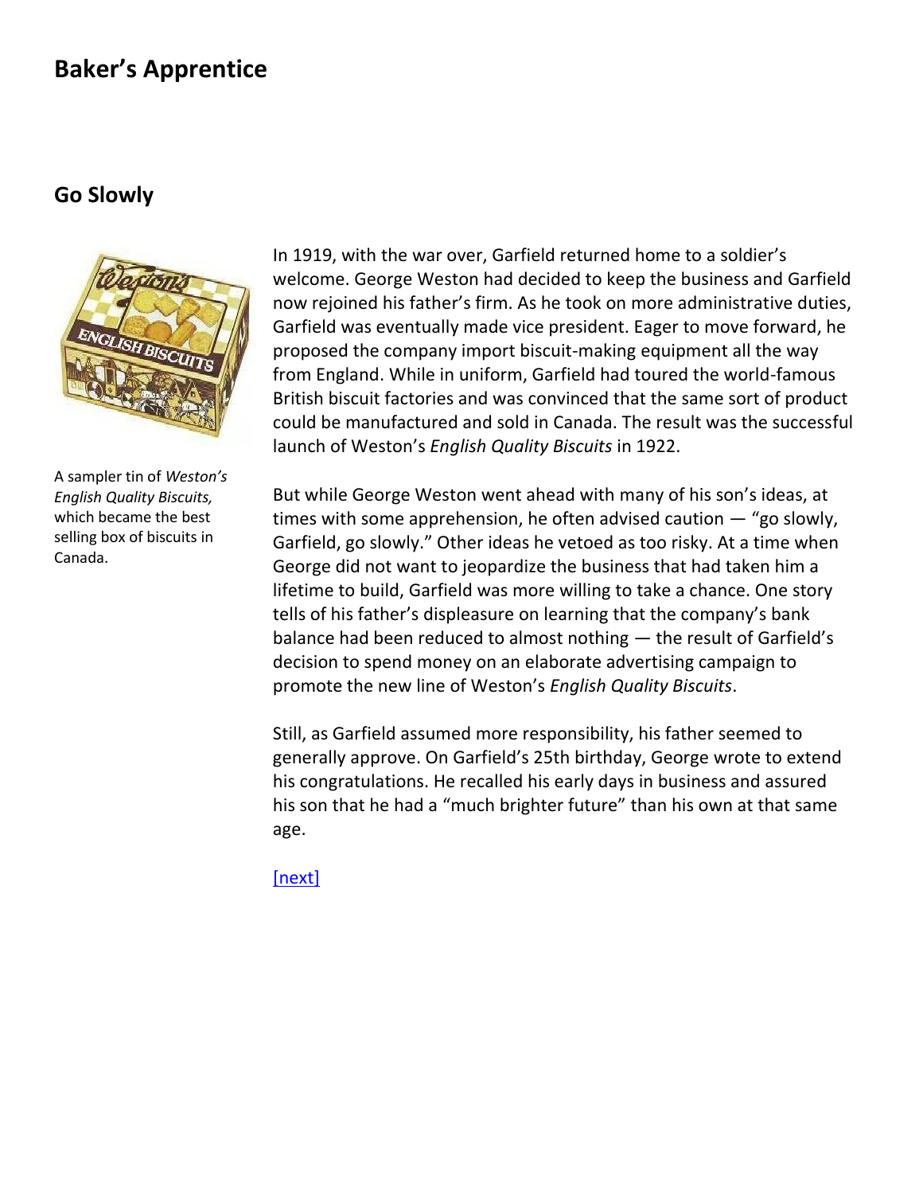# Baker's Apprentice

## Go Slowly

A sampler tin of *Weston's English Quality Biscuits,* which became the best selling box of biscuits in Canada.

In 1919, with the war over, Garfield returned home to a soldier's welcome. George Weston had decided to keep the business and Garfield now rejoined his father's firm. As he took on more administrative duties, Garfield was eventually made vice president. Eager to move forward, he proposed the company import biscuit-making equipment all the way from England. While in uniform, Garfield had toured the world-famous British biscuit factories and was convinced that the same sort of product could be manufactured and sold in Canada. The result was the successful launch of Weston's *English Quality Biscuits* in 1922.

But while George Weston went ahead with many of his son's ideas, at times with some apprehension, he often advised caution — "go slowly, Garfield, go slowly." Other ideas he vetoed as too risky. At a time when George did not want to jeopardize the business that had taken him a lifetime to build, Garfield was more willing to take a chance. One story tells of his father's displeasure on learning that the company's bank balance had been reduced to almost nothing — the result of Garfield's decision to spend money on an elaborate advertising campaign to promote the new line of Weston's *English Quality Biscuits*.

Still, as Garfield assumed more responsibility, his father seemed to generally approve. On Garfield's 25th birthday, George wrote to extend his congratulations. He recalled his early days in business and assured his son that he had a "much brighter future" than his own at that same age.

[next]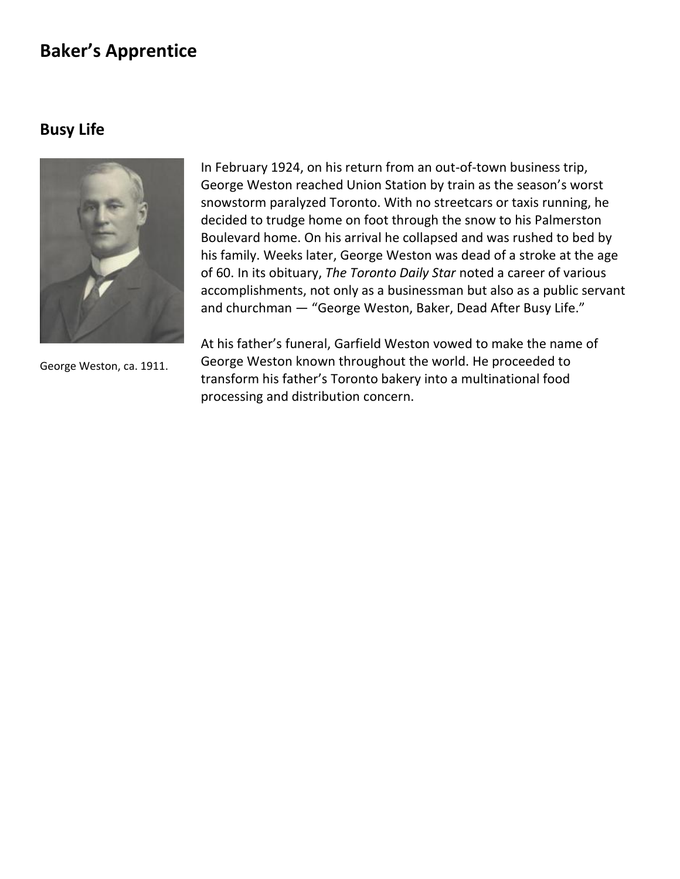# Baker's Apprentice

## Busy Life

George Weston, ca. 1911.

In February 1924, on his return from an out-of-town business trip, George Weston reached Union Station by train as the season's worst snowstorm paralyzed Toronto. With no streetcars or taxis running, he decided to trudge home on foot through the snow to his Palmerston Boulevard home. On his arrival he collapsed and was rushed to bed by his family. Weeks later, George Weston was dead of a stroke at the age of 60. In its obituary, *The Toronto Daily Star* noted a career of various accomplishments, not only as a businessman but also as a public servant and churchman — "George Weston, Baker, Dead After Busy Life."

At his father's funeral, Garfield Weston vowed to make the name of George Weston known throughout the world. He proceeded to transform his father's Toronto bakery into a multinational food processing and distribution concern.